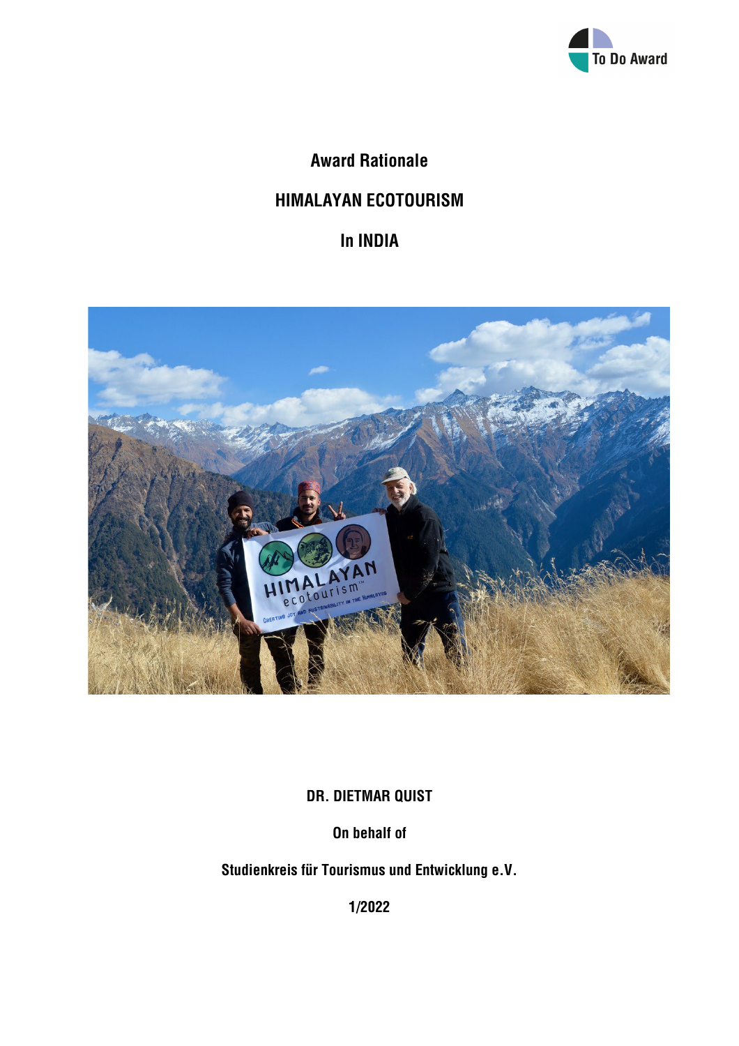# Award Rationale

## HIMALAYAN ECOTOURISM

## In INDIA

**DR. DIETMAR QUIST**

**On behalf of**

**Studienkreis für Tourismus und Entwicklung e.V.**

**1/2022**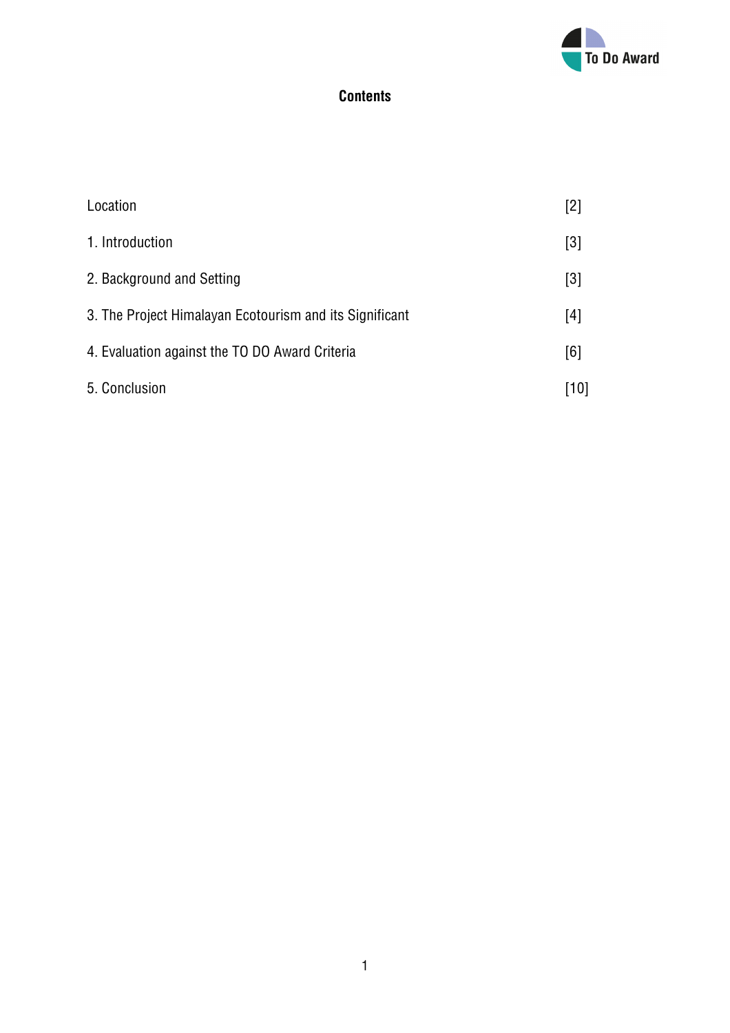# Contents

| | |
|---|---|
| Location | [2] |
| 1. Introduction | [3] |
| 2. Background and Setting | [3] |
| 3. The Project Himalayan Ecotourism and its Significant | [4] |
| 4. Evaluation against the TO DO Award Criteria | [6] |
| 5. Conclusion | [10] |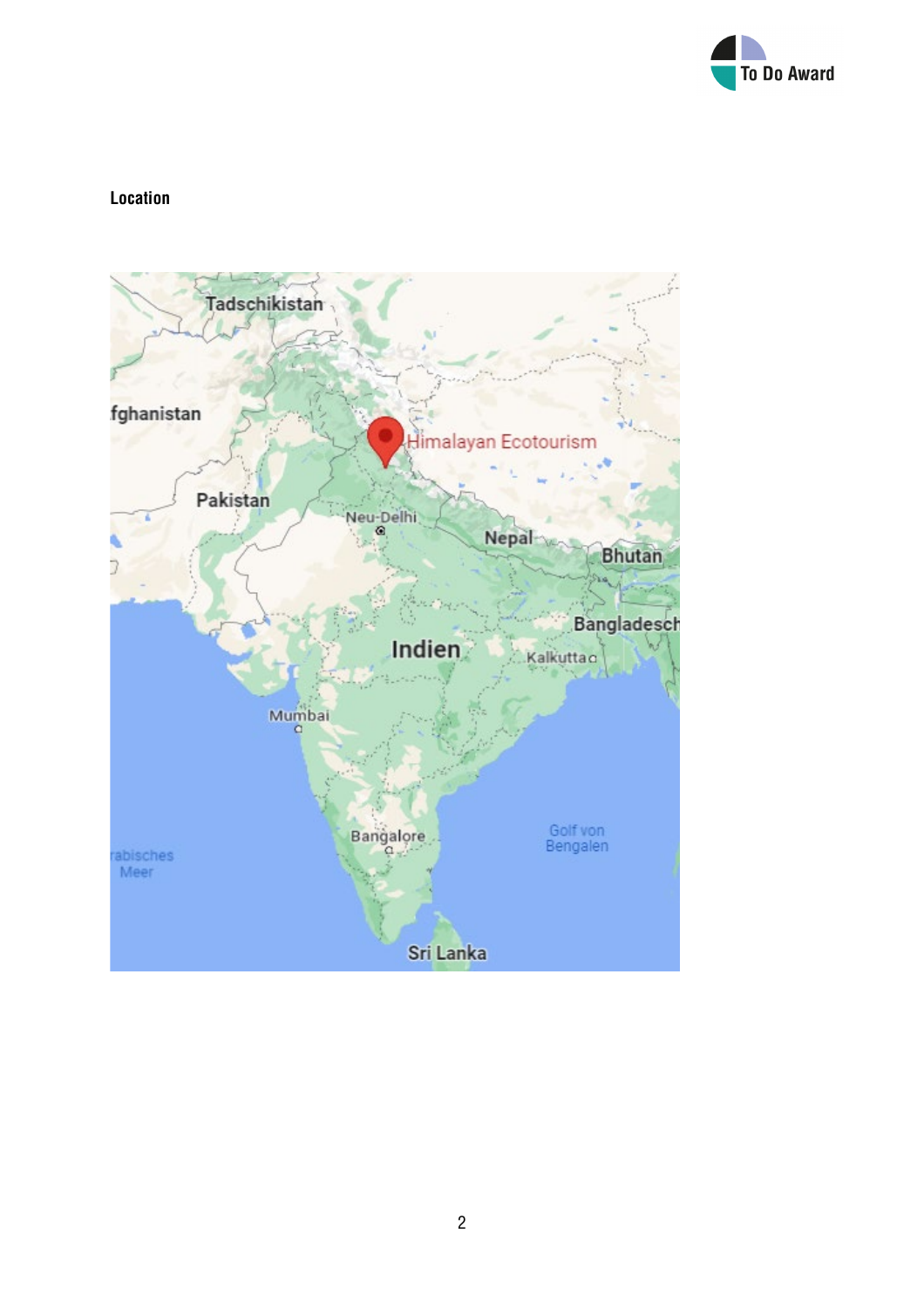**Location**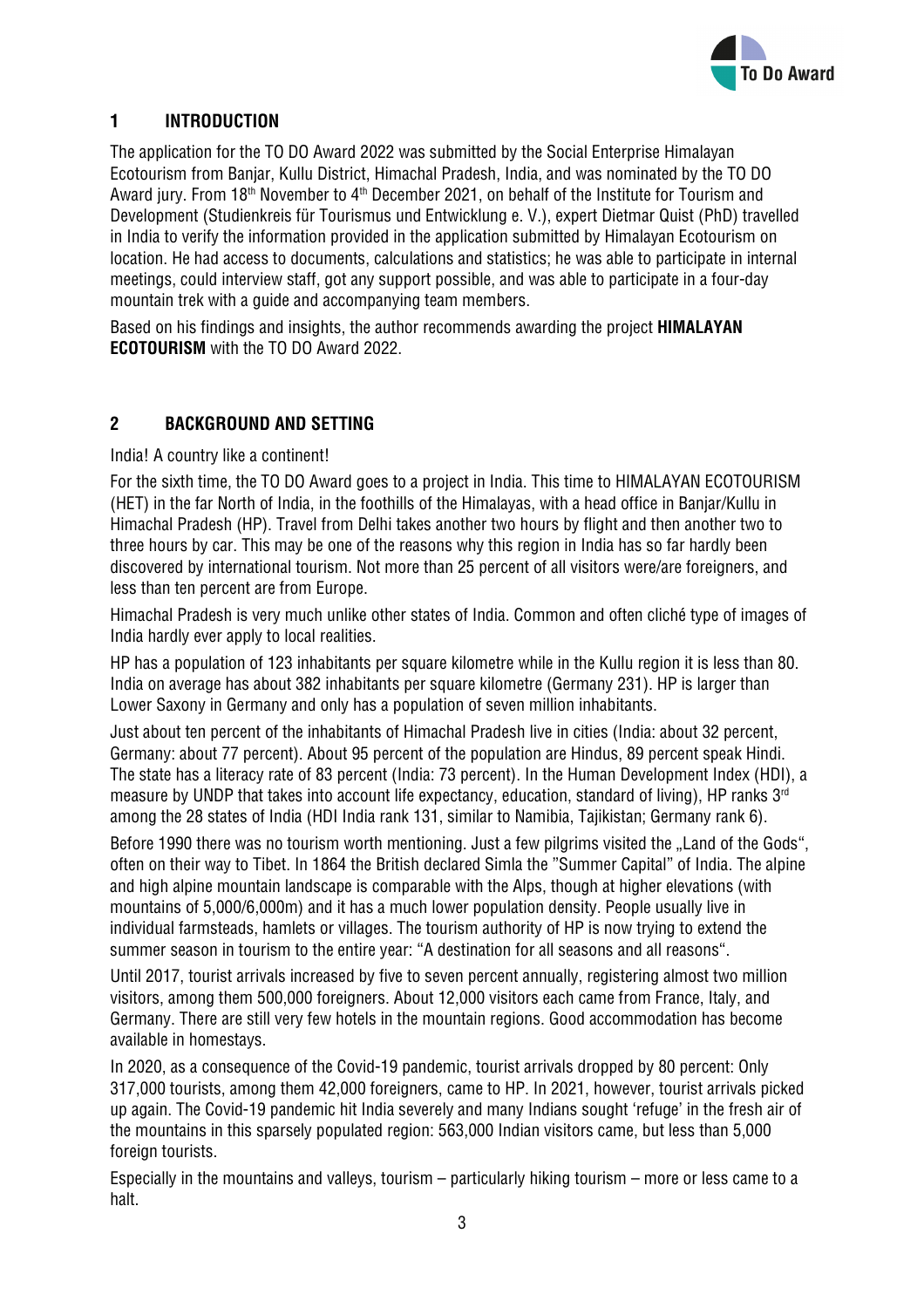## 1 INTRODUCTION

The application for the TO DO Award 2022 was submitted by the Social Enterprise Himalayan Ecotourism from Banjar, Kullu District, Himachal Pradesh, India, and was nominated by the TO DO Award jury. From 18th November to 4th December 2021, on behalf of the Institute for Tourism and Development (Studienkreis für Tourismus und Entwicklung e. V.), expert Dietmar Quist (PhD) travelled in India to verify the information provided in the application submitted by Himalayan Ecotourism on location. He had access to documents, calculations and statistics; he was able to participate in internal meetings, could interview staff, got any support possible, and was able to participate in a four-day mountain trek with a guide and accompanying team members.

Based on his findings and insights, the author recommends awarding the project **HIMALAYAN ECOTOURISM** with the TO DO Award 2022.

## 2 BACKGROUND AND SETTING

India! A country like a continent!

For the sixth time, the TO DO Award goes to a project in India. This time to HIMALAYAN ECOTOURISM (HET) in the far North of India, in the foothills of the Himalayas, with a head office in Banjar/Kullu in Himachal Pradesh (HP). Travel from Delhi takes another two hours by flight and then another two to three hours by car. This may be one of the reasons why this region in India has so far hardly been discovered by international tourism. Not more than 25 percent of all visitors were/are foreigners, and less than ten percent are from Europe.

Himachal Pradesh is very much unlike other states of India. Common and often cliché type of images of India hardly ever apply to local realities.

HP has a population of 123 inhabitants per square kilometre while in the Kullu region it is less than 80. India on average has about 382 inhabitants per square kilometre (Germany 231). HP is larger than Lower Saxony in Germany and only has a population of seven million inhabitants.

Just about ten percent of the inhabitants of Himachal Pradesh live in cities (India: about 32 percent, Germany: about 77 percent). About 95 percent of the population are Hindus, 89 percent speak Hindi. The state has a literacy rate of 83 percent (India: 73 percent). In the Human Development Index (HDI), a measure by UNDP that takes into account life expectancy, education, standard of living), HP ranks 3rd among the 28 states of India (HDI India rank 131, similar to Namibia, Tajikistan; Germany rank 6).

Before 1990 there was no tourism worth mentioning. Just a few pilgrims visited the „Land of the Gods", often on their way to Tibet. In 1864 the British declared Simla the "Summer Capital" of India. The alpine and high alpine mountain landscape is comparable with the Alps, though at higher elevations (with mountains of 5,000/6,000m) and it has a much lower population density. People usually live in individual farmsteads, hamlets or villages. The tourism authority of HP is now trying to extend the summer season in tourism to the entire year: "A destination for all seasons and all reasons".

Until 2017, tourist arrivals increased by five to seven percent annually, registering almost two million visitors, among them 500,000 foreigners. About 12,000 visitors each came from France, Italy, and Germany. There are still very few hotels in the mountain regions. Good accommodation has become available in homestays.

In 2020, as a consequence of the Covid-19 pandemic, tourist arrivals dropped by 80 percent: Only 317,000 tourists, among them 42,000 foreigners, came to HP. In 2021, however, tourist arrivals picked up again. The Covid-19 pandemic hit India severely and many Indians sought 'refuge' in the fresh air of the mountains in this sparsely populated region: 563,000 Indian visitors came, but less than 5,000 foreign tourists.

Especially in the mountains and valleys, tourism – particularly hiking tourism – more or less came to a halt.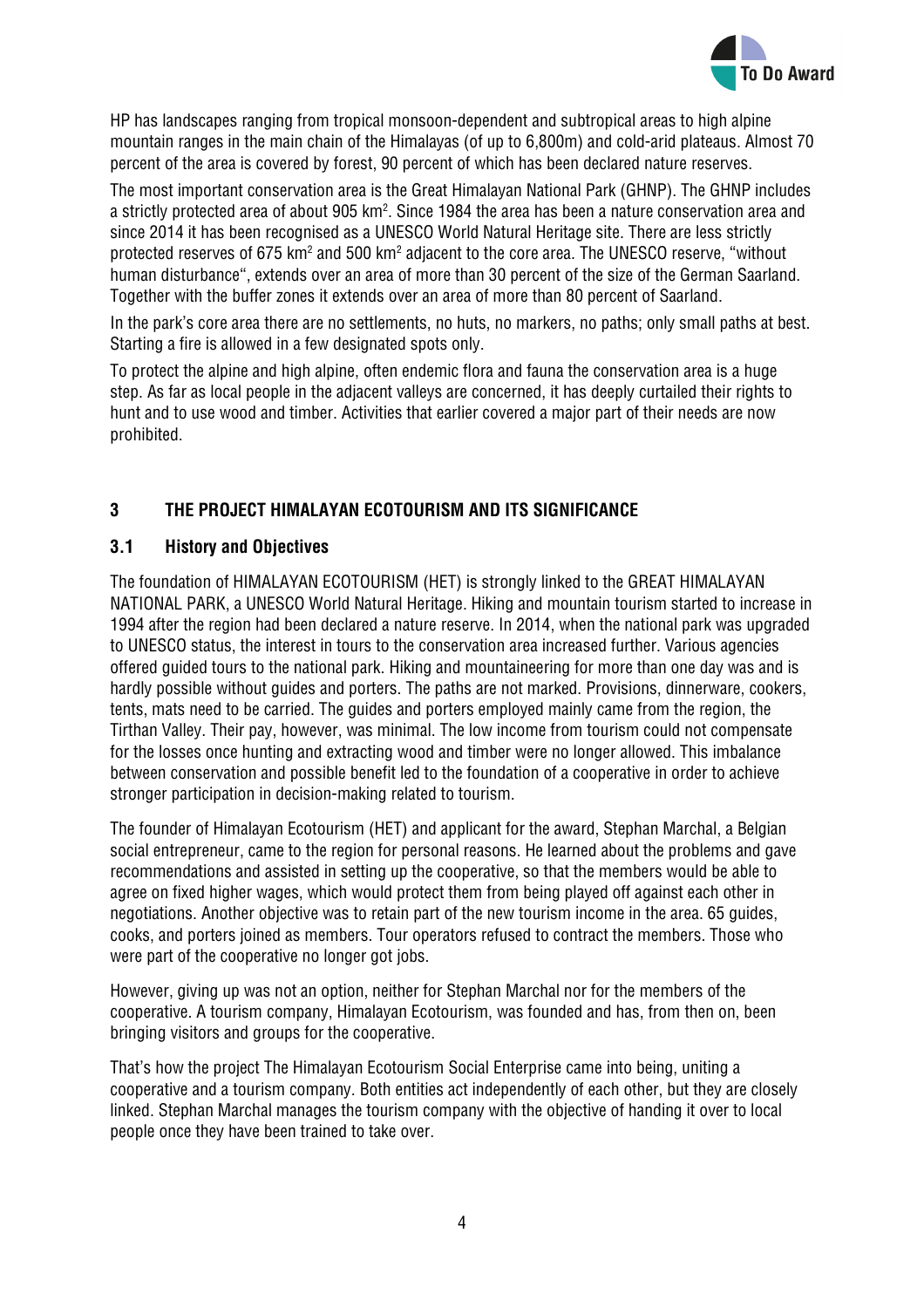HP has landscapes ranging from tropical monsoon-dependent and subtropical areas to high alpine mountain ranges in the main chain of the Himalayas (of up to 6,800m) and cold-arid plateaus. Almost 70 percent of the area is covered by forest, 90 percent of which has been declared nature reserves.

The most important conservation area is the Great Himalayan National Park (GHNP). The GHNP includes a strictly protected area of about 905 km². Since 1984 the area has been a nature conservation area and since 2014 it has been recognised as a UNESCO World Natural Heritage site. There are less strictly protected reserves of 675 km² and 500 km² adjacent to the core area. The UNESCO reserve, "without human disturbance", extends over an area of more than 30 percent of the size of the German Saarland. Together with the buffer zones it extends over an area of more than 80 percent of Saarland.

In the park's core area there are no settlements, no huts, no markers, no paths; only small paths at best. Starting a fire is allowed in a few designated spots only.

To protect the alpine and high alpine, often endemic flora and fauna the conservation area is a huge step. As far as local people in the adjacent valleys are concerned, it has deeply curtailed their rights to hunt and to use wood and timber. Activities that earlier covered a major part of their needs are now prohibited.

## 3 THE PROJECT HIMALAYAN ECOTOURISM AND ITS SIGNIFICANCE

### 3.1 History and Objectives

The foundation of HIMALAYAN ECOTOURISM (HET) is strongly linked to the GREAT HIMALAYAN NATIONAL PARK, a UNESCO World Natural Heritage. Hiking and mountain tourism started to increase in 1994 after the region had been declared a nature reserve. In 2014, when the national park was upgraded to UNESCO status, the interest in tours to the conservation area increased further. Various agencies offered guided tours to the national park. Hiking and mountaineering for more than one day was and is hardly possible without guides and porters. The paths are not marked. Provisions, dinnerware, cookers, tents, mats need to be carried. The guides and porters employed mainly came from the region, the Tirthan Valley. Their pay, however, was minimal. The low income from tourism could not compensate for the losses once hunting and extracting wood and timber were no longer allowed. This imbalance between conservation and possible benefit led to the foundation of a cooperative in order to achieve stronger participation in decision-making related to tourism.

The founder of Himalayan Ecotourism (HET) and applicant for the award, Stephan Marchal, a Belgian social entrepreneur, came to the region for personal reasons. He learned about the problems and gave recommendations and assisted in setting up the cooperative, so that the members would be able to agree on fixed higher wages, which would protect them from being played off against each other in negotiations. Another objective was to retain part of the new tourism income in the area. 65 guides, cooks, and porters joined as members. Tour operators refused to contract the members. Those who were part of the cooperative no longer got jobs.

However, giving up was not an option, neither for Stephan Marchal nor for the members of the cooperative. A tourism company, Himalayan Ecotourism, was founded and has, from then on, been bringing visitors and groups for the cooperative.

That's how the project The Himalayan Ecotourism Social Enterprise came into being, uniting a cooperative and a tourism company. Both entities act independently of each other, but they are closely linked. Stephan Marchal manages the tourism company with the objective of handing it over to local people once they have been trained to take over.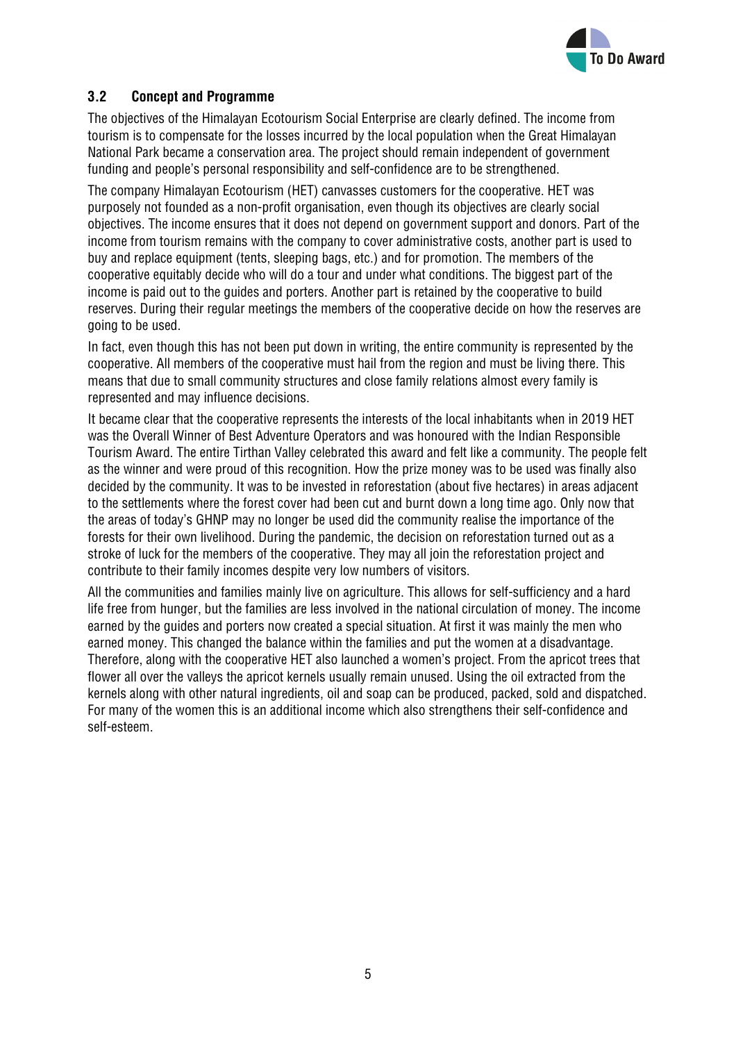### 3.2 Concept and Programme

The objectives of the Himalayan Ecotourism Social Enterprise are clearly defined. The income from tourism is to compensate for the losses incurred by the local population when the Great Himalayan National Park became a conservation area. The project should remain independent of government funding and people's personal responsibility and self-confidence are to be strengthened.

The company Himalayan Ecotourism (HET) canvasses customers for the cooperative. HET was purposely not founded as a non-profit organisation, even though its objectives are clearly social objectives. The income ensures that it does not depend on government support and donors. Part of the income from tourism remains with the company to cover administrative costs, another part is used to buy and replace equipment (tents, sleeping bags, etc.) and for promotion. The members of the cooperative equitably decide who will do a tour and under what conditions. The biggest part of the income is paid out to the guides and porters. Another part is retained by the cooperative to build reserves. During their regular meetings the members of the cooperative decide on how the reserves are going to be used.

In fact, even though this has not been put down in writing, the entire community is represented by the cooperative. All members of the cooperative must hail from the region and must be living there. This means that due to small community structures and close family relations almost every family is represented and may influence decisions.

It became clear that the cooperative represents the interests of the local inhabitants when in 2019 HET was the Overall Winner of Best Adventure Operators and was honoured with the Indian Responsible Tourism Award. The entire Tirthan Valley celebrated this award and felt like a community. The people felt as the winner and were proud of this recognition. How the prize money was to be used was finally also decided by the community. It was to be invested in reforestation (about five hectares) in areas adjacent to the settlements where the forest cover had been cut and burnt down a long time ago. Only now that the areas of today's GHNP may no longer be used did the community realise the importance of the forests for their own livelihood. During the pandemic, the decision on reforestation turned out as a stroke of luck for the members of the cooperative. They may all join the reforestation project and contribute to their family incomes despite very low numbers of visitors.

All the communities and families mainly live on agriculture. This allows for self-sufficiency and a hard life free from hunger, but the families are less involved in the national circulation of money. The income earned by the guides and porters now created a special situation. At first it was mainly the men who earned money. This changed the balance within the families and put the women at a disadvantage. Therefore, along with the cooperative HET also launched a women's project. From the apricot trees that flower all over the valleys the apricot kernels usually remain unused. Using the oil extracted from the kernels along with other natural ingredients, oil and soap can be produced, packed, sold and dispatched. For many of the women this is an additional income which also strengthens their self-confidence and self-esteem.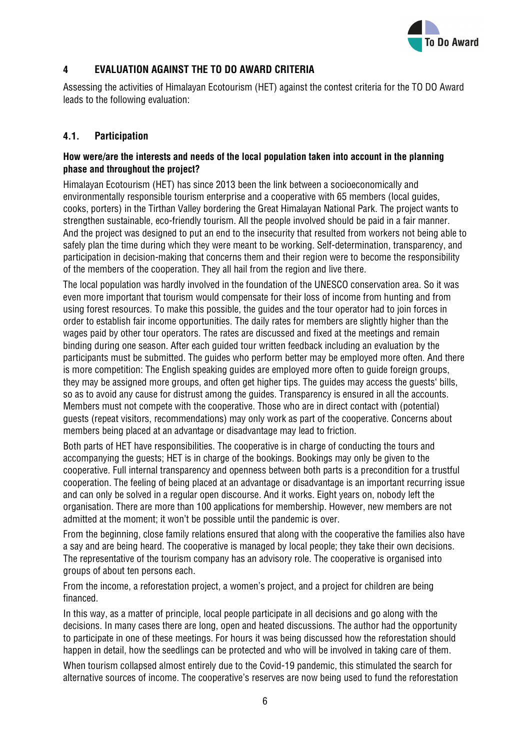## 4 EVALUATION AGAINST THE TO DO AWARD CRITERIA

Assessing the activities of Himalayan Ecotourism (HET) against the contest criteria for the TO DO Award leads to the following evaluation:

### 4.1. Participation

**How were/are the interests and needs of the local population taken into account in the planning phase and throughout the project?**

Himalayan Ecotourism (HET) has since 2013 been the link between a socioeconomically and environmentally responsible tourism enterprise and a cooperative with 65 members (local guides, cooks, porters) in the Tirthan Valley bordering the Great Himalayan National Park. The project wants to strengthen sustainable, eco-friendly tourism. All the people involved should be paid in a fair manner. And the project was designed to put an end to the insecurity that resulted from workers not being able to safely plan the time during which they were meant to be working. Self-determination, transparency, and participation in decision-making that concerns them and their region were to become the responsibility of the members of the cooperation. They all hail from the region and live there.

The local population was hardly involved in the foundation of the UNESCO conservation area. So it was even more important that tourism would compensate for their loss of income from hunting and from using forest resources. To make this possible, the guides and the tour operator had to join forces in order to establish fair income opportunities. The daily rates for members are slightly higher than the wages paid by other tour operators. The rates are discussed and fixed at the meetings and remain binding during one season. After each guided tour written feedback including an evaluation by the participants must be submitted. The guides who perform better may be employed more often. And there is more competition: The English speaking guides are employed more often to guide foreign groups, they may be assigned more groups, and often get higher tips. The guides may access the guests' bills, so as to avoid any cause for distrust among the guides. Transparency is ensured in all the accounts. Members must not compete with the cooperative. Those who are in direct contact with (potential) guests (repeat visitors, recommendations) may only work as part of the cooperative. Concerns about members being placed at an advantage or disadvantage may lead to friction.

Both parts of HET have responsibilities. The cooperative is in charge of conducting the tours and accompanying the guests; HET is in charge of the bookings. Bookings may only be given to the cooperative. Full internal transparency and openness between both parts is a precondition for a trustful cooperation. The feeling of being placed at an advantage or disadvantage is an important recurring issue and can only be solved in a regular open discourse. And it works. Eight years on, nobody left the organisation. There are more than 100 applications for membership. However, new members are not admitted at the moment; it won't be possible until the pandemic is over.

From the beginning, close family relations ensured that along with the cooperative the families also have a say and are being heard. The cooperative is managed by local people; they take their own decisions. The representative of the tourism company has an advisory role. The cooperative is organised into groups of about ten persons each.

From the income, a reforestation project, a women's project, and a project for children are being financed.

In this way, as a matter of principle, local people participate in all decisions and go along with the decisions. In many cases there are long, open and heated discussions. The author had the opportunity to participate in one of these meetings. For hours it was being discussed how the reforestation should happen in detail, how the seedlings can be protected and who will be involved in taking care of them.

When tourism collapsed almost entirely due to the Covid-19 pandemic, this stimulated the search for alternative sources of income. The cooperative's reserves are now being used to fund the reforestation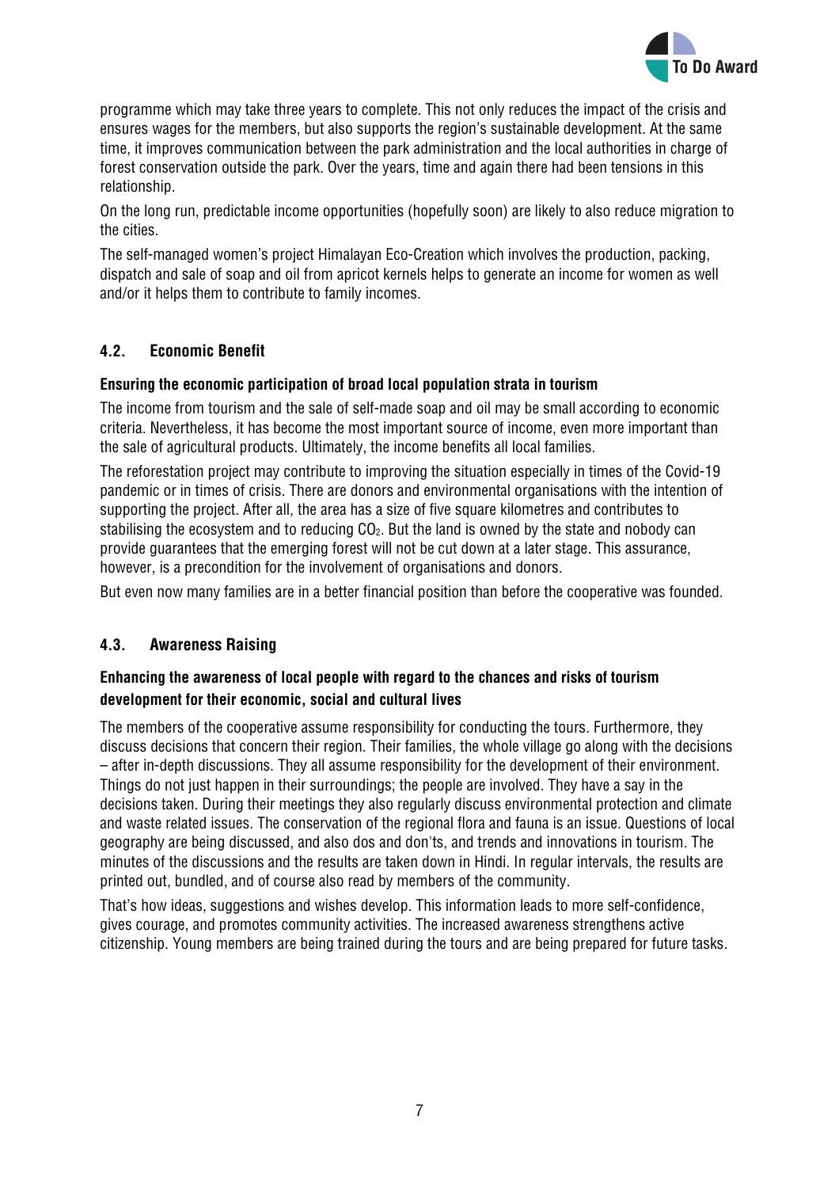programme which may take three years to complete. This not only reduces the impact of the crisis and ensures wages for the members, but also supports the region's sustainable development. At the same time, it improves communication between the park administration and the local authorities in charge of forest conservation outside the park. Over the years, time and again there had been tensions in this relationship.

On the long run, predictable income opportunities (hopefully soon) are likely to also reduce migration to the cities.

The self-managed women's project Himalayan Eco-Creation which involves the production, packing, dispatch and sale of soap and oil from apricot kernels helps to generate an income for women as well and/or it helps them to contribute to family incomes.

### 4.2. Economic Benefit

**Ensuring the economic participation of broad local population strata in tourism**

The income from tourism and the sale of self-made soap and oil may be small according to economic criteria. Nevertheless, it has become the most important source of income, even more important than the sale of agricultural products. Ultimately, the income benefits all local families.

The reforestation project may contribute to improving the situation especially in times of the Covid-19 pandemic or in times of crisis. There are donors and environmental organisations with the intention of supporting the project. After all, the area has a size of five square kilometres and contributes to stabilising the ecosystem and to reducing $CO_2$. But the land is owned by the state and nobody can provide guarantees that the emerging forest will not be cut down at a later stage. This assurance, however, is a precondition for the involvement of organisations and donors.

But even now many families are in a better financial position than before the cooperative was founded.

### 4.3. Awareness Raising

**Enhancing the awareness of local people with regard to the chances and risks of tourism development for their economic, social and cultural lives**

The members of the cooperative assume responsibility for conducting the tours. Furthermore, they discuss decisions that concern their region. Their families, the whole village go along with the decisions – after in-depth discussions. They all assume responsibility for the development of their environment. Things do not just happen in their surroundings; the people are involved. They have a say in the decisions taken. During their meetings they also regularly discuss environmental protection and climate and waste related issues. The conservation of the regional flora and fauna is an issue. Questions of local geography are being discussed, and also dos and don'ts, and trends and innovations in tourism. The minutes of the discussions and the results are taken down in Hindi. In regular intervals, the results are printed out, bundled, and of course also read by members of the community.

That's how ideas, suggestions and wishes develop. This information leads to more self-confidence, gives courage, and promotes community activities. The increased awareness strengthens active citizenship. Young members are being trained during the tours and are being prepared for future tasks.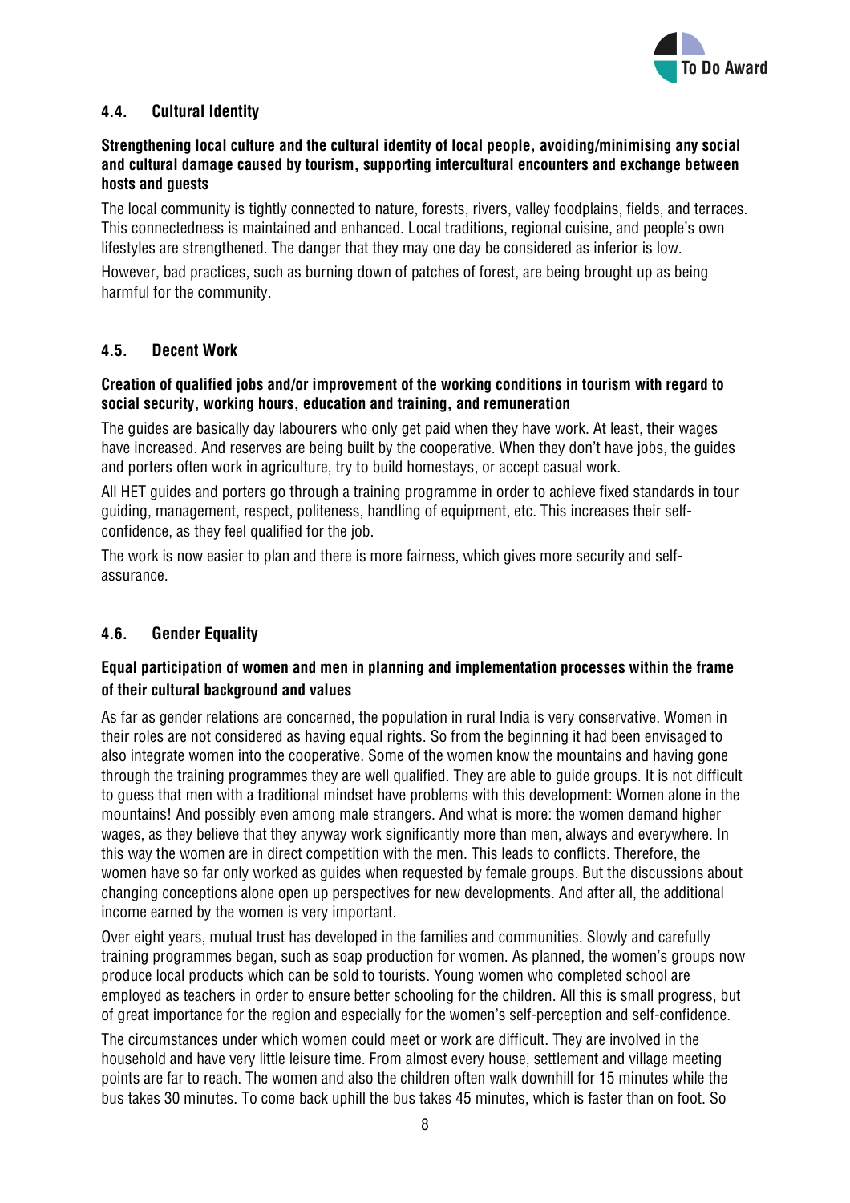## 4.4. Cultural Identity

**Strengthening local culture and the cultural identity of local people, avoiding/minimising any social and cultural damage caused by tourism, supporting intercultural encounters and exchange between hosts and guests**

The local community is tightly connected to nature, forests, rivers, valley foodplains, fields, and terraces. This connectedness is maintained and enhanced. Local traditions, regional cuisine, and people's own lifestyles are strengthened. The danger that they may one day be considered as inferior is low.

However, bad practices, such as burning down of patches of forest, are being brought up as being harmful for the community.

## 4.5. Decent Work

**Creation of qualified jobs and/or improvement of the working conditions in tourism with regard to social security, working hours, education and training, and remuneration**

The guides are basically day labourers who only get paid when they have work. At least, their wages have increased. And reserves are being built by the cooperative. When they don't have jobs, the guides and porters often work in agriculture, try to build homestays, or accept casual work.

All HET guides and porters go through a training programme in order to achieve fixed standards in tour guiding, management, respect, politeness, handling of equipment, etc. This increases their self-confidence, as they feel qualified for the job.

The work is now easier to plan and there is more fairness, which gives more security and self-assurance.

## 4.6. Gender Equality

**Equal participation of women and men in planning and implementation processes within the frame of their cultural background and values**

As far as gender relations are concerned, the population in rural India is very conservative. Women in their roles are not considered as having equal rights. So from the beginning it had been envisaged to also integrate women into the cooperative. Some of the women know the mountains and having gone through the training programmes they are well qualified. They are able to guide groups. It is not difficult to guess that men with a traditional mindset have problems with this development: Women alone in the mountains! And possibly even among male strangers. And what is more: the women demand higher wages, as they believe that they anyway work significantly more than men, always and everywhere. In this way the women are in direct competition with the men. This leads to conflicts. Therefore, the women have so far only worked as guides when requested by female groups. But the discussions about changing conceptions alone open up perspectives for new developments. And after all, the additional income earned by the women is very important.

Over eight years, mutual trust has developed in the families and communities. Slowly and carefully training programmes began, such as soap production for women. As planned, the women's groups now produce local products which can be sold to tourists. Young women who completed school are employed as teachers in order to ensure better schooling for the children. All this is small progress, but of great importance for the region and especially for the women's self-perception and self-confidence.

The circumstances under which women could meet or work are difficult. They are involved in the household and have very little leisure time. From almost every house, settlement and village meeting points are far to reach. The women and also the children often walk downhill for 15 minutes while the bus takes 30 minutes. To come back uphill the bus takes 45 minutes, which is faster than on foot. So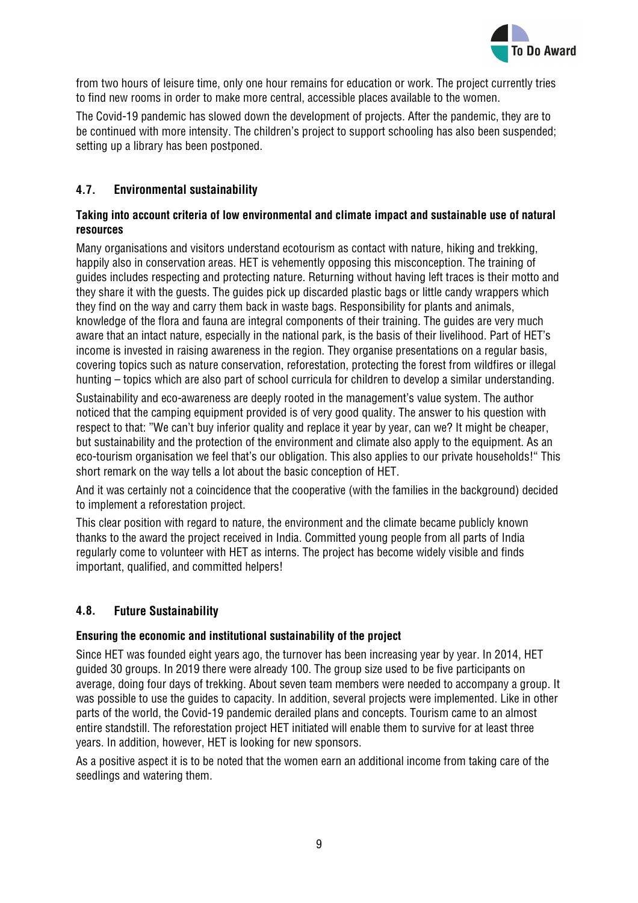from two hours of leisure time, only one hour remains for education or work. The project currently tries to find new rooms in order to make more central, accessible places available to the women.

The Covid-19 pandemic has slowed down the development of projects. After the pandemic, they are to be continued with more intensity. The children's project to support schooling has also been suspended; setting up a library has been postponed.

## 4.7. Environmental sustainability

**Taking into account criteria of low environmental and climate impact and sustainable use of natural resources**

Many organisations and visitors understand ecotourism as contact with nature, hiking and trekking, happily also in conservation areas. HET is vehemently opposing this misconception. The training of guides includes respecting and protecting nature. Returning without having left traces is their motto and they share it with the guests. The guides pick up discarded plastic bags or little candy wrappers which they find on the way and carry them back in waste bags. Responsibility for plants and animals, knowledge of the flora and fauna are integral components of their training. The guides are very much aware that an intact nature, especially in the national park, is the basis of their livelihood. Part of HET's income is invested in raising awareness in the region. They organise presentations on a regular basis, covering topics such as nature conservation, reforestation, protecting the forest from wildfires or illegal hunting – topics which are also part of school curricula for children to develop a similar understanding.

Sustainability and eco-awareness are deeply rooted in the management's value system. The author noticed that the camping equipment provided is of very good quality. The answer to his question with respect to that: "We can't buy inferior quality and replace it year by year, can we? It might be cheaper, but sustainability and the protection of the environment and climate also apply to the equipment. As an eco-tourism organisation we feel that's our obligation. This also applies to our private households!" This short remark on the way tells a lot about the basic conception of HET.

And it was certainly not a coincidence that the cooperative (with the families in the background) decided to implement a reforestation project.

This clear position with regard to nature, the environment and the climate became publicly known thanks to the award the project received in India. Committed young people from all parts of India regularly come to volunteer with HET as interns. The project has become widely visible and finds important, qualified, and committed helpers!

## 4.8. Future Sustainability

**Ensuring the economic and institutional sustainability of the project**

Since HET was founded eight years ago, the turnover has been increasing year by year. In 2014, HET guided 30 groups. In 2019 there were already 100. The group size used to be five participants on average, doing four days of trekking. About seven team members were needed to accompany a group. It was possible to use the guides to capacity. In addition, several projects were implemented. Like in other parts of the world, the Covid-19 pandemic derailed plans and concepts. Tourism came to an almost entire standstill. The reforestation project HET initiated will enable them to survive for at least three years. In addition, however, HET is looking for new sponsors.

As a positive aspect it is to be noted that the women earn an additional income from taking care of the seedlings and watering them.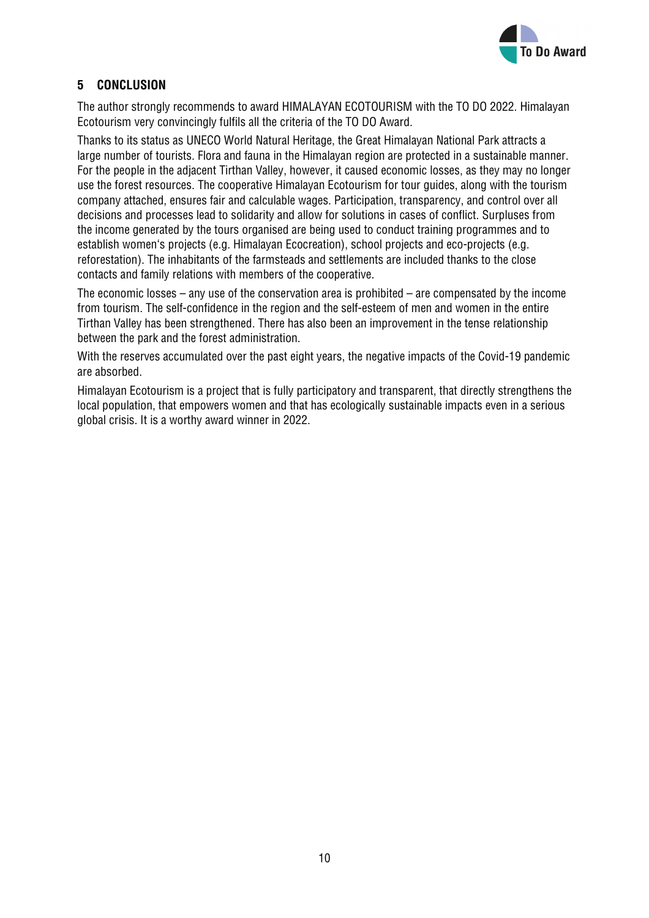## 5 CONCLUSION

The author strongly recommends to award HIMALAYAN ECOTOURISM with the TO DO 2022. Himalayan Ecotourism very convincingly fulfils all the criteria of the TO DO Award.

Thanks to its status as UNECO World Natural Heritage, the Great Himalayan National Park attracts a large number of tourists. Flora and fauna in the Himalayan region are protected in a sustainable manner. For the people in the adjacent Tirthan Valley, however, it caused economic losses, as they may no longer use the forest resources. The cooperative Himalayan Ecotourism for tour guides, along with the tourism company attached, ensures fair and calculable wages. Participation, transparency, and control over all decisions and processes lead to solidarity and allow for solutions in cases of conflict. Surpluses from the income generated by the tours organised are being used to conduct training programmes and to establish women's projects (e.g. Himalayan Ecocreation), school projects and eco-projects (e.g. reforestation). The inhabitants of the farmsteads and settlements are included thanks to the close contacts and family relations with members of the cooperative.

The economic losses – any use of the conservation area is prohibited – are compensated by the income from tourism. The self-confidence in the region and the self-esteem of men and women in the entire Tirthan Valley has been strengthened. There has also been an improvement in the tense relationship between the park and the forest administration.

With the reserves accumulated over the past eight years, the negative impacts of the Covid-19 pandemic are absorbed.

Himalayan Ecotourism is a project that is fully participatory and transparent, that directly strengthens the local population, that empowers women and that has ecologically sustainable impacts even in a serious global crisis. It is a worthy award winner in 2022.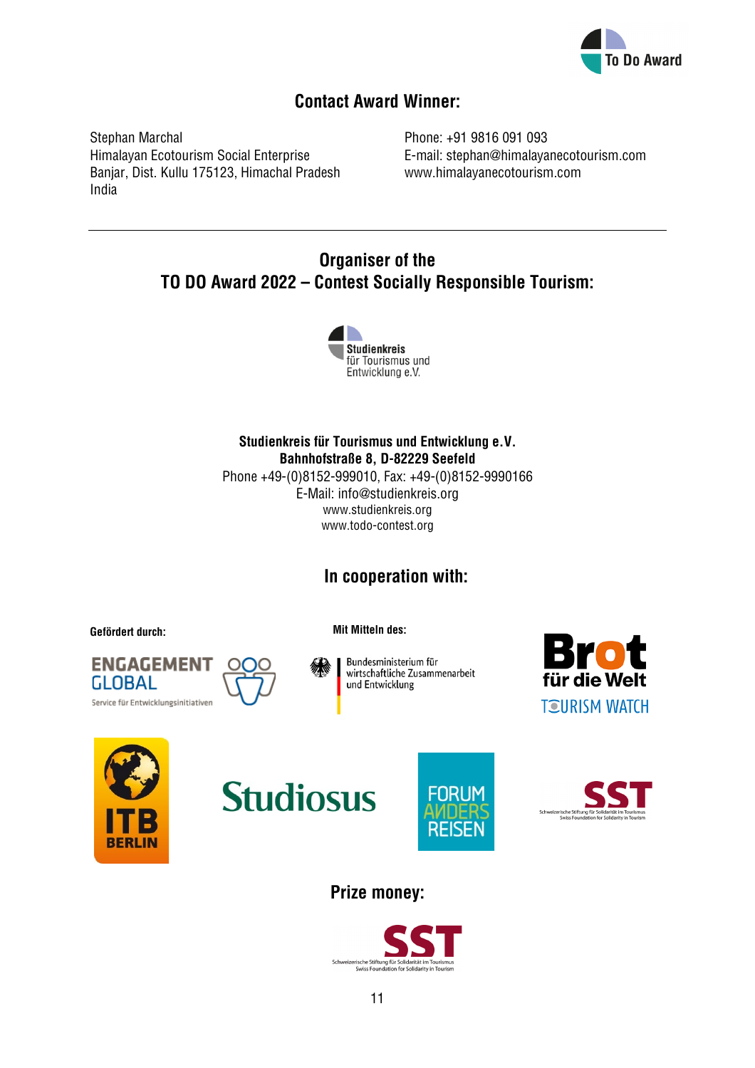## Contact Award Winner:

Stephan Marchal
Himalayan Ecotourism Social Enterprise
Banjar, Dist. Kullu 175123, Himachal Pradesh
India

Phone: +91 9816 091 093
E-mail: stephan@himalayanecotourism.com
www.himalayanecotourism.com

---

## Organiser of the
## TO DO Award 2022 – Contest Socially Responsible Tourism:

Studienkreis für Tourismus und Entwicklung e.V.

**Studienkreis für Tourismus und Entwicklung e.V.**
**Bahnhofstraße 8, D-82229 Seefeld**
Phone +49-(0)8152-999010, Fax: +49-(0)8152-9990166
E-Mail: info@studienkreis.org
www.studienkreis.org
www.todo-contest.org

## In cooperation with:

**Gefördert durch:**

ENGAGEMENT GLOBAL
Service für Entwicklungsinitiativen

**Mit Mitteln des:**

Bundesministerium für wirtschaftliche Zusammenarbeit und Entwicklung

Brot für die Welt
TOURISM WATCH

ITB BERLIN

Studiosus

FORUM ANDERS REISEN

SST
Schweizerische Stiftung für Solidarität im Tourismus
Swiss Foundation for Solidarity in Tourism

## Prize money:

SST
Schweizerische Stiftung für Solidarität im Tourismus
Swiss Foundation for Solidarity in Tourism